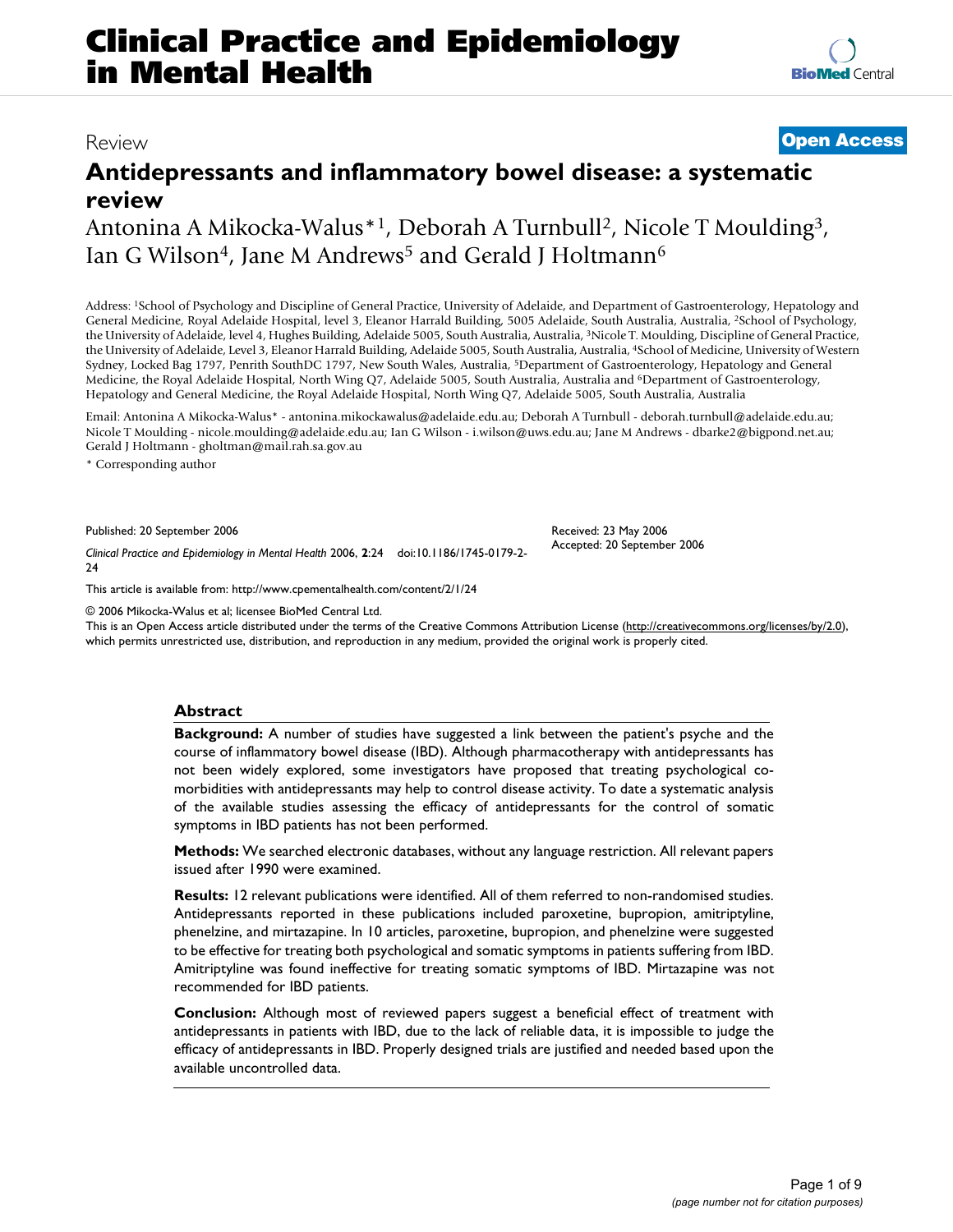Review

**Open Access**

# Antidepressants and inflammatory bowel disease: a systematic review

Antonina A Mikocka-Walus*[1], Deborah A Turnbull[2], Nicole T Moulding[3], Ian G Wilson[4], Jane M Andrews[5] and Gerald J Holtmann[6]

Address: [1]School of Psychology and Discipline of General Practice, University of Adelaide, and Department of Gastroenterology, Hepatology and General Medicine, Royal Adelaide Hospital, level 3, Eleanor Harrald Building, 5005 Adelaide, South Australia, Australia, [2]School of Psychology, the University of Adelaide, level 4, Hughes Building, Adelaide 5005, South Australia, Australia, [3]Nicole T. Moulding, Discipline of General Practice, the University of Adelaide, Level 3, Eleanor Harrald Building, Adelaide 5005, South Australia, Australia, [4]School of Medicine, University of Western Sydney, Locked Bag 1797, Penrith SouthDC 1797, New South Wales, Australia, [5]Department of Gastroenterology, Hepatology and General Medicine, the Royal Adelaide Hospital, North Wing Q7, Adelaide 5005, South Australia, Australia and [6]Department of Gastroenterology, Hepatology and General Medicine, the Royal Adelaide Hospital, North Wing Q7, Adelaide 5005, South Australia, Australia

Email: Antonina A Mikocka-Walus* - antonina.mikockawalus@adelaide.edu.au; Deborah A Turnbull - deborah.turnbull@adelaide.edu.au; Nicole T Moulding - nicole.moulding@adelaide.edu.au; Ian G Wilson - i.wilson@uws.edu.au; Jane M Andrews - dbarke2@bigpond.net.au; Gerald J Holtmann - gholtman@mail.rah.sa.gov.au

* Corresponding author

Published: 20 September 2006

*Clinical Practice and Epidemiology in Mental Health* 2006, **2**:24 doi:10.1186/1745-0179-2-24

Received: 23 May 2006
Accepted: 20 September 2006

This article is available from: http://www.cpementalhealth.com/content/2/1/24

© 2006 Mikocka-Walus et al; licensee BioMed Central Ltd.
This is an Open Access article distributed under the terms of the Creative Commons Attribution License (http://creativecommons.org/licenses/by/2.0), which permits unrestricted use, distribution, and reproduction in any medium, provided the original work is properly cited.

## Abstract

**Background:** A number of studies have suggested a link between the patient's psyche and the course of inflammatory bowel disease (IBD). Although pharmacotherapy with antidepressants has not been widely explored, some investigators have proposed that treating psychological co-morbidities with antidepressants may help to control disease activity. To date a systematic analysis of the available studies assessing the efficacy of antidepressants for the control of somatic symptoms in IBD patients has not been performed.

**Methods:** We searched electronic databases, without any language restriction. All relevant papers issued after 1990 were examined.

**Results:** 12 relevant publications were identified. All of them referred to non-randomised studies. Antidepressants reported in these publications included paroxetine, bupropion, amitriptyline, phenelzine, and mirtazapine. In 10 articles, paroxetine, bupropion, and phenelzine were suggested to be effective for treating both psychological and somatic symptoms in patients suffering from IBD. Amitriptyline was found ineffective for treating somatic symptoms of IBD. Mirtazapine was not recommended for IBD patients.

**Conclusion:** Although most of reviewed papers suggest a beneficial effect of treatment with antidepressants in patients with IBD, due to the lack of reliable data, it is impossible to judge the efficacy of antidepressants in IBD. Properly designed trials are justified and needed based upon the available uncontrolled data.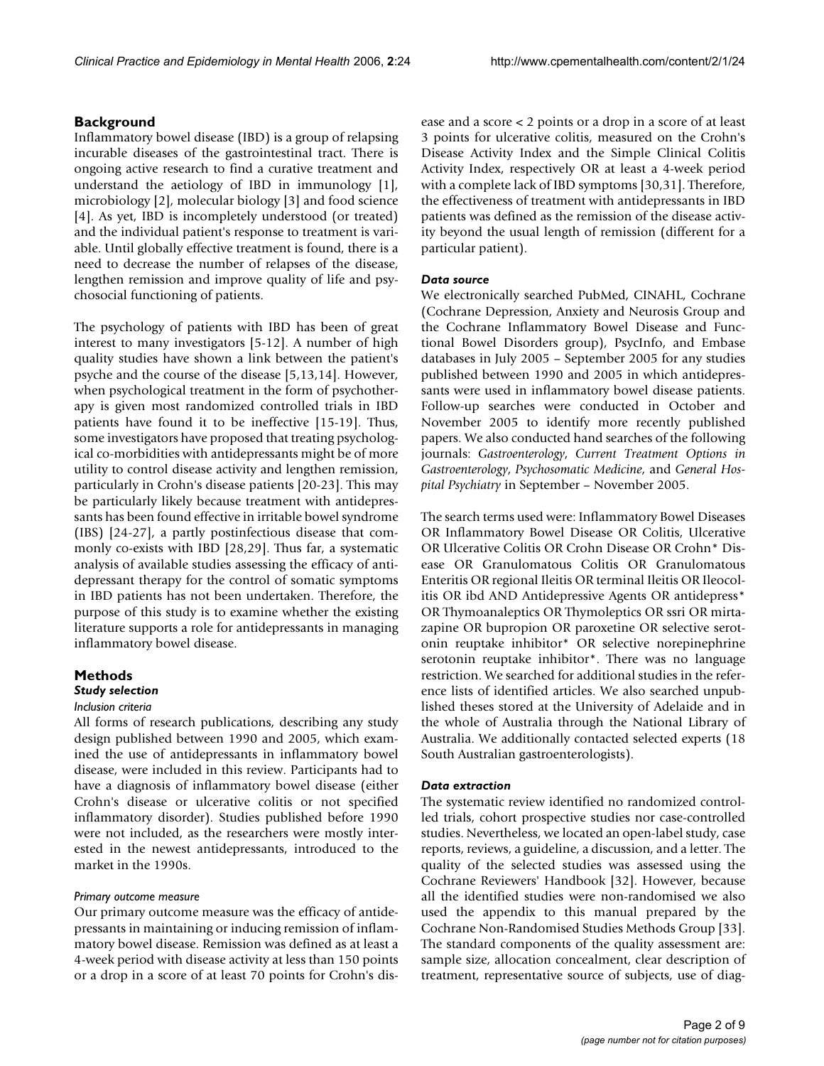## Background

Inflammatory bowel disease (IBD) is a group of relapsing incurable diseases of the gastrointestinal tract. There is ongoing active research to find a curative treatment and understand the aetiology of IBD in immunology [1], microbiology [2], molecular biology [3] and food science [4]. As yet, IBD is incompletely understood (or treated) and the individual patient's response to treatment is variable. Until globally effective treatment is found, there is a need to decrease the number of relapses of the disease, lengthen remission and improve quality of life and psychosocial functioning of patients.

The psychology of patients with IBD has been of great interest to many investigators [5-12]. A number of high quality studies have shown a link between the patient's psyche and the course of the disease [5,13,14]. However, when psychological treatment in the form of psychotherapy is given most randomized controlled trials in IBD patients have found it to be ineffective [15-19]. Thus, some investigators have proposed that treating psychological co-morbidities with antidepressants might be of more utility to control disease activity and lengthen remission, particularly in Crohn's disease patients [20-23]. This may be particularly likely because treatment with antidepressants has been found effective in irritable bowel syndrome (IBS) [24-27], a partly postinfectious disease that commonly co-exists with IBD [28,29]. Thus far, a systematic analysis of available studies assessing the efficacy of antidepressant therapy for the control of somatic symptoms in IBD patients has not been undertaken. Therefore, the purpose of this study is to examine whether the existing literature supports a role for antidepressants in managing inflammatory bowel disease.

## Methods

### *Study selection*

#### *Inclusion criteria*

All forms of research publications, describing any study design published between 1990 and 2005, which examined the use of antidepressants in inflammatory bowel disease, were included in this review. Participants had to have a diagnosis of inflammatory bowel disease (either Crohn's disease or ulcerative colitis or not specified inflammatory disorder). Studies published before 1990 were not included, as the researchers were mostly interested in the newest antidepressants, introduced to the market in the 1990s.

#### *Primary outcome measure*

Our primary outcome measure was the efficacy of antidepressants in maintaining or inducing remission of inflammatory bowel disease. Remission was defined as at least a 4-week period with disease activity at less than 150 points or a drop in a score of at least 70 points for Crohn's disease and a score < 2 points or a drop in a score of at least 3 points for ulcerative colitis, measured on the Crohn's Disease Activity Index and the Simple Clinical Colitis Activity Index, respectively OR at least a 4-week period with a complete lack of IBD symptoms [30,31]. Therefore, the effectiveness of treatment with antidepressants in IBD patients was defined as the remission of the disease activity beyond the usual length of remission (different for a particular patient).

### *Data source*

We electronically searched PubMed, CINAHL, Cochrane (Cochrane Depression, Anxiety and Neurosis Group and the Cochrane Inflammatory Bowel Disease and Functional Bowel Disorders group), PsycInfo, and Embase databases in July 2005 – September 2005 for any studies published between 1990 and 2005 in which antidepressants were used in inflammatory bowel disease patients. Follow-up searches were conducted in October and November 2005 to identify more recently published papers. We also conducted hand searches of the following journals: *Gastroenterology*, *Current Treatment Options in Gastroenterology*, *Psychosomatic Medicine*, and *General Hospital Psychiatry* in September – November 2005.

The search terms used were: Inflammatory Bowel Diseases OR Inflammatory Bowel Disease OR Colitis, Ulcerative OR Ulcerative Colitis OR Crohn Disease OR Crohn* Disease OR Granulomatous Colitis OR Granulomatous Enteritis OR regional Ileitis OR terminal Ileitis OR Ileocolitis OR ibd AND Antidepressive Agents OR antidepress* OR Thymoanaleptics OR Thymoleptics OR ssri OR mirtazapine OR bupropion OR paroxetine OR selective serotonin reuptake inhibitor* OR selective norepinephrine serotonin reuptake inhibitor*. There was no language restriction. We searched for additional studies in the reference lists of identified articles. We also searched unpublished theses stored at the University of Adelaide and in the whole of Australia through the National Library of Australia. We additionally contacted selected experts (18 South Australian gastroenterologists).

### *Data extraction*

The systematic review identified no randomized controlled trials, cohort prospective studies nor case-controlled studies. Nevertheless, we located an open-label study, case reports, reviews, a guideline, a discussion, and a letter. The quality of the selected studies was assessed using the Cochrane Reviewers' Handbook [32]. However, because all the identified studies were non-randomised we also used the appendix to this manual prepared by the Cochrane Non-Randomised Studies Methods Group [33]. The standard components of the quality assessment are: sample size, allocation concealment, clear description of treatment, representative source of subjects, use of diag-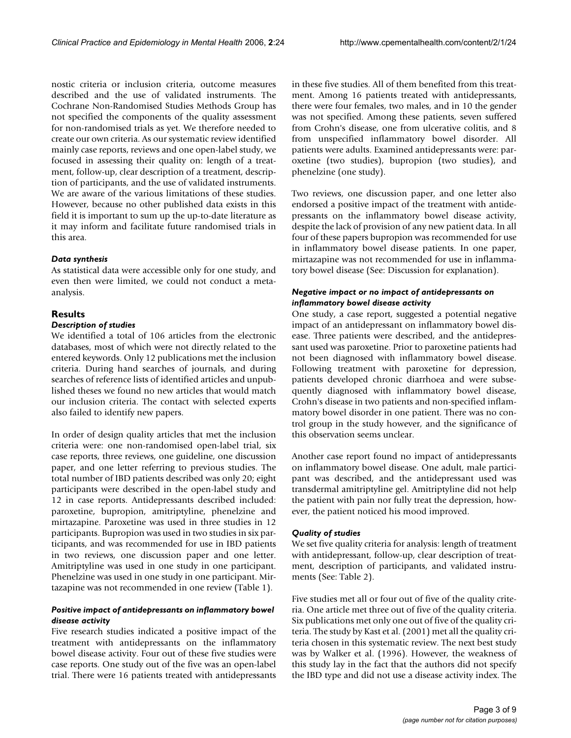nostic criteria or inclusion criteria, outcome measures described and the use of validated instruments. The Cochrane Non-Randomised Studies Methods Group has not specified the components of the quality assessment for non-randomised trials as yet. We therefore needed to create our own criteria. As our systematic review identified mainly case reports, reviews and one open-label study, we focused in assessing their quality on: length of a treatment, follow-up, clear description of a treatment, description of participants, and the use of validated instruments. We are aware of the various limitations of these studies. However, because no other published data exists in this field it is important to sum up the up-to-date literature as it may inform and facilitate future randomised trials in this area.

### *Data synthesis*

As statistical data were accessible only for one study, and even then were limited, we could not conduct a meta-analysis.

## Results

### *Description of studies*

We identified a total of 106 articles from the electronic databases, most of which were not directly related to the entered keywords. Only 12 publications met the inclusion criteria. During hand searches of journals, and during searches of reference lists of identified articles and unpublished theses we found no new articles that would match our inclusion criteria. The contact with selected experts also failed to identify new papers.

In order of design quality articles that met the inclusion criteria were: one non-randomised open-label trial, six case reports, three reviews, one guideline, one discussion paper, and one letter referring to previous studies. The total number of IBD patients described was only 20; eight participants were described in the open-label study and 12 in case reports. Antidepressants described included: paroxetine, bupropion, amitriptyline, phenelzine and mirtazapine. Paroxetine was used in three studies in 12 participants. Bupropion was used in two studies in six participants, and was recommended for use in IBD patients in two reviews, one discussion paper and one letter. Amitriptyline was used in one study in one participant. Phenelzine was used in one study in one participant. Mirtazapine was not recommended in one review (Table 1).

### *Positive impact of antidepressants on inflammatory bowel disease activity*

Five research studies indicated a positive impact of the treatment with antidepressants on the inflammatory bowel disease activity. Four out of these five studies were case reports. One study out of the five was an open-label trial. There were 16 patients treated with antidepressants in these five studies. All of them benefited from this treatment. Among 16 patients treated with antidepressants, there were four females, two males, and in 10 the gender was not specified. Among these patients, seven suffered from Crohn's disease, one from ulcerative colitis, and 8 from unspecified inflammatory bowel disorder. All patients were adults. Examined antidepressants were: paroxetine (two studies), bupropion (two studies), and phenelzine (one study).

Two reviews, one discussion paper, and one letter also endorsed a positive impact of the treatment with antidepressants on the inflammatory bowel disease activity, despite the lack of provision of any new patient data. In all four of these papers bupropion was recommended for use in inflammatory bowel disease patients. In one paper, mirtazapine was not recommended for use in inflammatory bowel disease (See: Discussion for explanation).

### *Negative impact or no impact of antidepressants on inflammatory bowel disease activity*

One study, a case report, suggested a potential negative impact of an antidepressant on inflammatory bowel disease. Three patients were described, and the antidepressant used was paroxetine. Prior to paroxetine patients had not been diagnosed with inflammatory bowel disease. Following treatment with paroxetine for depression, patients developed chronic diarrhoea and were subsequently diagnosed with inflammatory bowel disease, Crohn's disease in two patients and non-specified inflammatory bowel disorder in one patient. There was no control group in the study however, and the significance of this observation seems unclear.

Another case report found no impact of antidepressants on inflammatory bowel disease. One adult, male participant was described, and the antidepressant used was transdermal amitriptyline gel. Amitriptyline did not help the patient with pain nor fully treat the depression, however, the patient noticed his mood improved.

### *Quality of studies*

We set five quality criteria for analysis: length of treatment with antidepressant, follow-up, clear description of treatment, description of participants, and validated instruments (See: Table 2).

Five studies met all or four out of five of the quality criteria. One article met three out of five of the quality criteria. Six publications met only one out of five of the quality criteria. The study by Kast et al. (2001) met all the quality criteria chosen in this systematic review. The next best study was by Walker et al. (1996). However, the weakness of this study lay in the fact that the authors did not specify the IBD type and did not use a disease activity index. The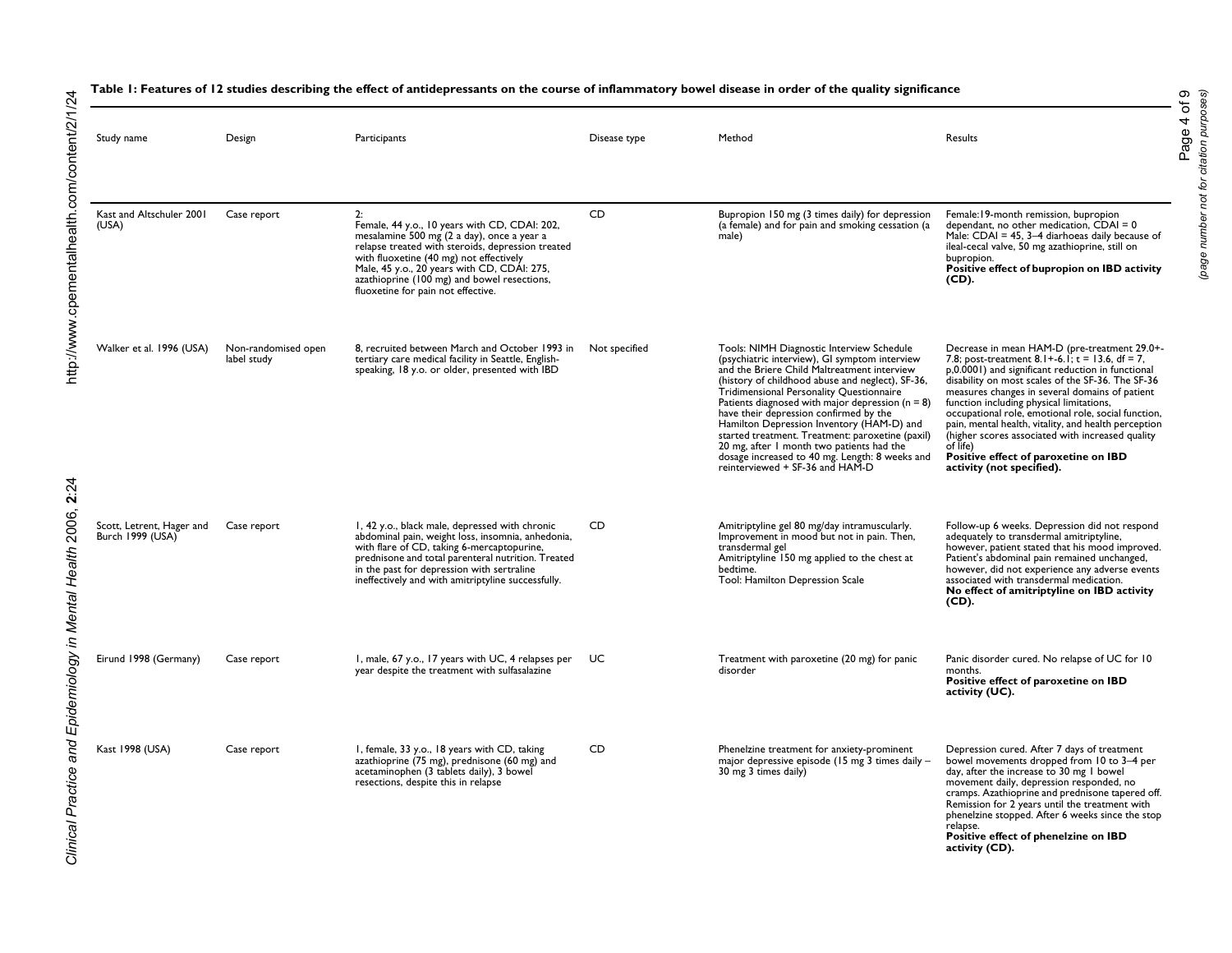**Table 1: Features of 12 studies describing the effect of antidepressants on the course of inflammatory bowel disease in order of the quality significance**

| Study name | Design | Participants | Disease type | Method | Results |
|---|---|---|---|---|---|
| Kast and Altschuler 2001 (USA) | Case report | 2:<br>Female, 44 y.o., 10 years with CD, CDAI: 202, mesalamine 500 mg (2 a day), once a year a relapse treated with steroids, depression treated with fluoxetine (40 mg) not effectively<br>Male, 45 y.o., 20 years with CD, CDAI: 275, azathioprine (100 mg) and bowel resections, fluoxetine for pain not effective. | CD | Bupropion 150 mg (3 times daily) for depression (a female) and for pain and smoking cessation (a male) | Female:19-month remission, bupropion dependant, no other medication, CDAI = 0<br>Male: CDAI = 45, 3–4 diarhoeas daily because of ileal-cecal valve, 50 mg azathioprine, still on bupropion.<br>**Positive effect of bupropion on IBD activity (CD).** |
| Walker et al. 1996 (USA) | Non-randomised open label study | 8, recruited between March and October 1993 in tertiary care medical facility in Seattle, English-speaking, 18 y.o. or older, presented with IBD | Not specified | Tools: NIMH Diagnostic Interview Schedule (psychiatric interview), GI symptom interview and the Briere Child Maltreatment interview (history of childhood abuse and neglect), SF-36, Tridimensional Personality Questionnaire<br>Patients diagnosed with major depression (n = 8) have their depression confirmed by the Hamilton Depression Inventory (HAM-D) and started treatment. Treatment: paroxetine (paxil) 20 mg, after 1 month two patients had the dosage increased to 40 mg. Length: 8 weeks and reinterviewed + SF-36 and HAM-D | Decrease in mean HAM-D (pre-treatment 29.0+-7.8; post-treatment 8.1+-6.1; t = 13.6, df = 7, p,0.0001) and significant reduction in functional disability on most scales of the SF-36. The SF-36 measures changes in several domains of patient function including physical limitations, occupational role, emotional role, social function, pain, mental health, vitality, and health perception (higher scores associated with increased quality of life)<br>**Positive effect of paroxetine on IBD activity (not specified).** |
| Scott, Letrent, Hager and Burch 1999 (USA) | Case report | 1, 42 y.o., black male, depressed with chronic abdominal pain, weight loss, insomnia, anhedonia, with flare of CD, taking 6-mercaptopurine, prednisone and total parenteral nutrition. Treated in the past for depression with sertraline ineffectively and with amitriptyline successfully. | CD | Amitriptyline gel 80 mg/day intramuscularly. Improvement in mood but not in pain. Then, transdermal gel<br>Amitriptyline 150 mg applied to the chest at bedtime.<br>Tool: Hamilton Depression Scale | Follow-up 6 weeks. Depression did not respond adequately to transdermal amitriptyline, however, patient stated that his mood improved. Patient's abdominal pain remained unchanged, however, did not experience any adverse events associated with transdermal medication.<br>**No effect of amitriptyline on IBD activity (CD).** |
| Eirund 1998 (Germany) | Case report | 1, male, 67 y.o., 17 years with UC, 4 relapses per year despite the treatment with sulfasalazine | UC | Treatment with paroxetine (20 mg) for panic disorder | Panic disorder cured. No relapse of UC for 10 months.<br>**Positive effect of paroxetine on IBD activity (UC).** |
| Kast 1998 (USA) | Case report | 1, female, 33 y.o., 18 years with CD, taking azathioprine (75 mg), prednisone (60 mg) and acetaminophen (3 tablets daily), 3 bowel resections, despite this in relapse | CD | Phenelzine treatment for anxiety-prominent major depressive episode (15 mg 3 times daily – 30 mg 3 times daily) | Depression cured. After 7 days of treatment bowel movements dropped from 10 to 3–4 per day, after the increase to 30 mg 1 bowel movement daily, depression responded, no cramps. Azathioprine and prednisone tapered off. Remission for 2 years until the treatment with phenelzine stopped. After 6 weeks since the stop relapse.<br>**Positive effect of phenelzine on IBD activity (CD).** |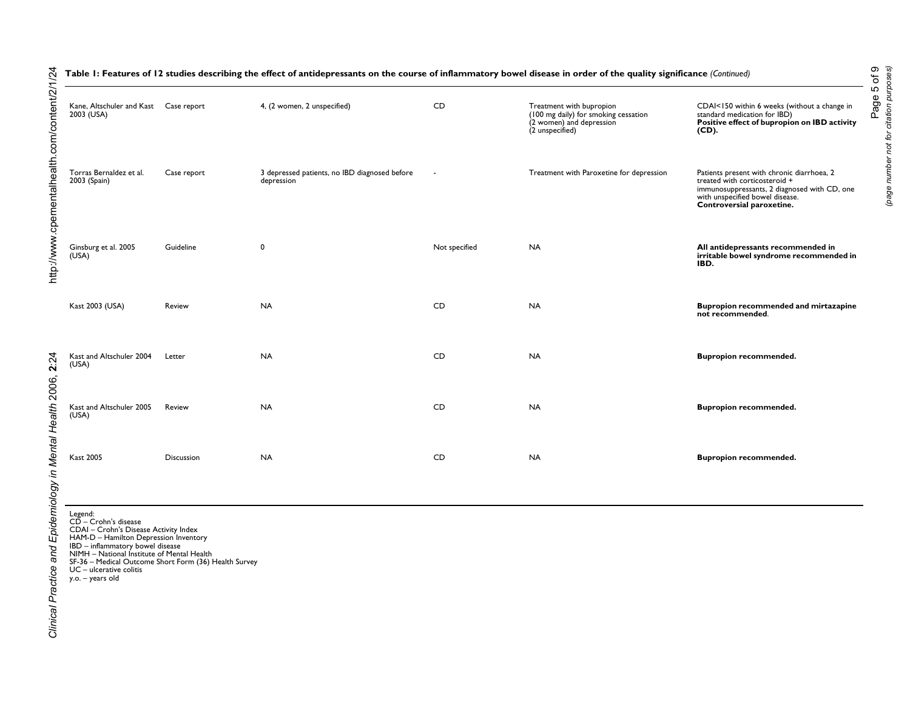**Table 1: Features of 12 studies describing the effect of antidepressants on the course of inflammatory bowel disease in order of the quality significance** *(Continued)*

| | | | | | |
|---|---|---|---|---|---|
| Kane, Altschuler and Kast 2003 (USA) | Case report | 4, (2 women, 2 unspecified) | CD | Treatment with bupropion (100 mg daily) for smoking cessation (2 women) and depression (2 unspecified) | CDAI<150 within 6 weeks (without a change in standard medication for IBD) **Positive effect of bupropion on IBD activity (CD).** |
| Torras Bernaldez et al. 2003 (Spain) | Case report | 3 depressed patients, no IBD diagnosed before depression | - | Treatment with Paroxetine for depression | Patients present with chronic diarrhoea, 2 treated with corticosteroid + immunosuppressants, 2 diagnosed with CD, one with unspecified bowel disease. **Controversial paroxetine.** |
| Ginsburg et al. 2005 (USA) | Guideline | 0 | Not specified | NA | **All antidepressants recommended in irritable bowel syndrome recommended in IBD.** |
| Kast 2003 (USA) | Review | NA | CD | NA | **Bupropion recommended and mirtazapine not recommended**. |
| Kast and Altschuler 2004 (USA) | Letter | NA | CD | NA | **Bupropion recommended.** |
| Kast and Altschuler 2005 (USA) | Review | NA | CD | NA | **Bupropion recommended.** |
| Kast 2005 | Discussion | NA | CD | NA | **Bupropion recommended.** |

Legend:
CD – Crohn's disease
CDAI – Crohn's Disease Activity Index
HAM-D – Hamilton Depression Inventory
IBD – inflammatory bowel disease
NIMH – National Institute of Mental Health
SF-36 – Medical Outcome Short Form (36) Health Survey
UC – ulcerative colitis
y.o. – years old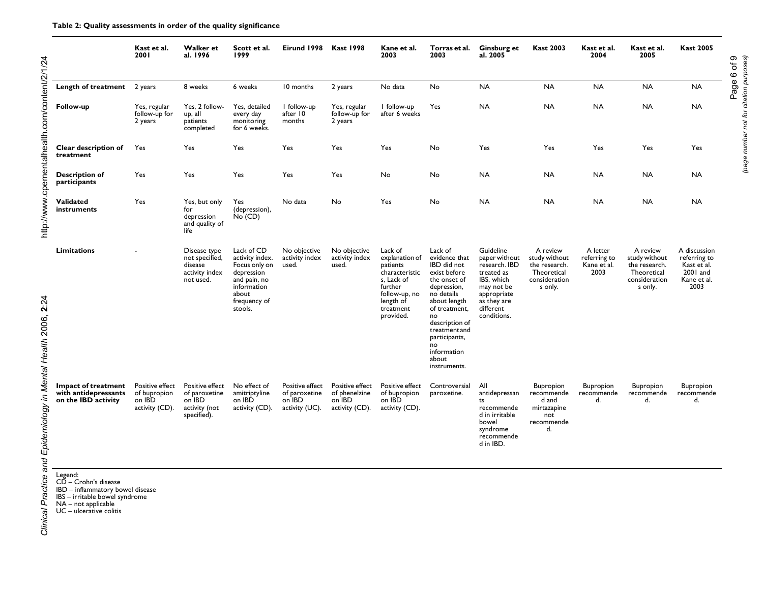**Table 2: Quality assessments in order of the quality significance**

| | Kast et al. 2001 | Walker et al. 1996 | Scott et al. 1999 | Eirund 1998 | Kast 1998 | Kane et al. 2003 | Torras et al. 2003 | Ginsburg et al. 2005 | Kast 2003 | Kast et al. 2004 | Kast et al. 2005 | Kast 2005 |
|---|---|---|---|---|---|---|---|---|---|---|---|---|
| **Length of treatment** | 2 years | 8 weeks | 6 weeks | 10 months | 2 years | No data | No | NA | NA | NA | NA | NA |
| **Follow-up** | Yes, regular follow-up for 2 years | Yes, 2 follow-up, all patients completed | Yes, detailed every day monitoring for 6 weeks. | 1 follow-up after 10 months | Yes, regular follow-up for 2 years | 1 follow-up after 6 weeks | Yes | NA | NA | NA | NA | NA |
| **Clear description of treatment** | Yes | Yes | Yes | Yes | Yes | Yes | No | Yes | Yes | Yes | Yes | Yes |
| **Description of participants** | Yes | Yes | Yes | Yes | Yes | No | No | NA | NA | NA | NA | NA |
| **Validated instruments** | Yes | Yes, but only for depression and quality of life | Yes (depression), No (CD) | No data | No | Yes | No | NA | NA | NA | NA | NA |
| **Limitations** | - | Disease type not specified, disease activity index not used. | Lack of CD activity index. Focus only on depression and pain, no information about frequency of stools. | No objective activity index used. | No objective activity index used. | Lack of explanation of patients characteristics, Lack of further follow-up, no length of treatment provided. | Lack of evidence that IBD did not exist before the onset of depression, no details about length of treatment, no description of treatment and participants, no information about instruments. | Guideline paper without research. IBD treated as IBS, which may not be appropriate as they are different conditions. | A review study without the research. Theoretical considerations only. | A letter referring to Kane et al. 2003 | A review study without the research. Theoretical considerations only. | A discussion referring to Kast et al. 2001 and Kane et al. 2003 |
| **Impact of treatment with antidepressants on the IBD activity** | Positive effect of bupropion on IBD activity (CD). | Positive effect of paroxetine on IBD activity (not specified). | No effect of amitriptyline on IBD activity (CD). | Positive effect of paroxetine on IBD activity (UC). | Positive effect of phenelzine on IBD activity (CD). | Positive effect of bupropion on IBD activity (CD). | Controversial paroxetine. | All antidepressants recommended in irritable bowel syndrome recommended in IBD. | Bupropion recommended and mirtazapine not recommended. | Bupropion recommended. | Bupropion recommended. | Bupropion recommended. |

Legend:
CD – Crohn's disease
IBD – inflammatory bowel disease
IBS – irritable bowel syndrome
NA – not applicable
UC – ulcerative colitis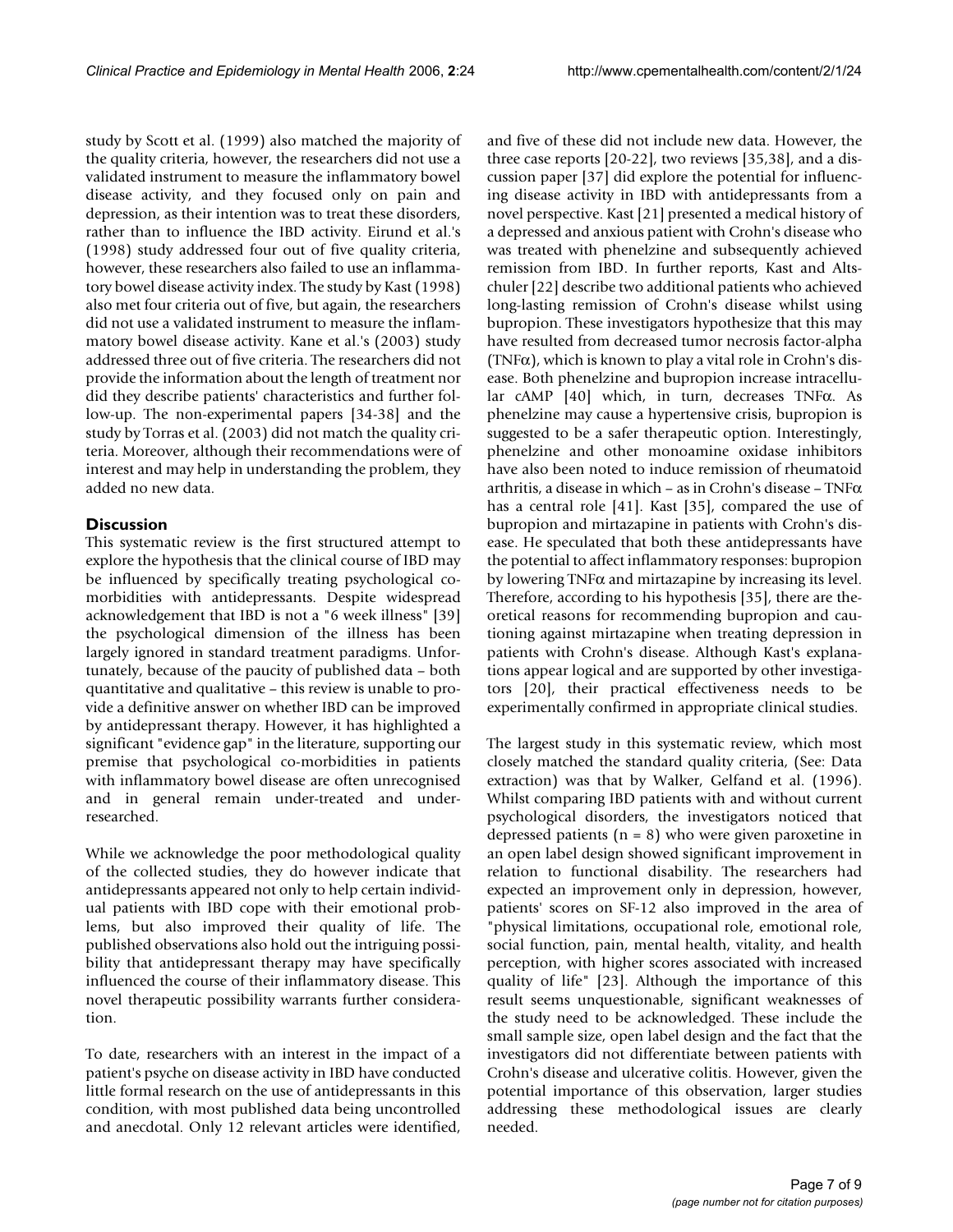study by Scott et al. (1999) also matched the majority of the quality criteria, however, the researchers did not use a validated instrument to measure the inflammatory bowel disease activity, and they focused only on pain and depression, as their intention was to treat these disorders, rather than to influence the IBD activity. Eirund et al.'s (1998) study addressed four out of five quality criteria, however, these researchers also failed to use an inflammatory bowel disease activity index. The study by Kast (1998) also met four criteria out of five, but again, the researchers did not use a validated instrument to measure the inflammatory bowel disease activity. Kane et al.'s (2003) study addressed three out of five criteria. The researchers did not provide the information about the length of treatment nor did they describe patients' characteristics and further follow-up. The non-experimental papers [34-38] and the study by Torras et al. (2003) did not match the quality criteria. Moreover, although their recommendations were of interest and may help in understanding the problem, they added no new data.

## Discussion

This systematic review is the first structured attempt to explore the hypothesis that the clinical course of IBD may be influenced by specifically treating psychological co-morbidities with antidepressants. Despite widespread acknowledgement that IBD is not a "6 week illness" [39] the psychological dimension of the illness has been largely ignored in standard treatment paradigms. Unfortunately, because of the paucity of published data – both quantitative and qualitative – this review is unable to provide a definitive answer on whether IBD can be improved by antidepressant therapy. However, it has highlighted a significant "evidence gap" in the literature, supporting our premise that psychological co-morbidities in patients with inflammatory bowel disease are often unrecognised and in general remain under-treated and under-researched.

While we acknowledge the poor methodological quality of the collected studies, they do however indicate that antidepressants appeared not only to help certain individual patients with IBD cope with their emotional problems, but also improved their quality of life. The published observations also hold out the intriguing possibility that antidepressant therapy may have specifically influenced the course of their inflammatory disease. This novel therapeutic possibility warrants further consideration.

To date, researchers with an interest in the impact of a patient's psyche on disease activity in IBD have conducted little formal research on the use of antidepressants in this condition, with most published data being uncontrolled and anecdotal. Only 12 relevant articles were identified, and five of these did not include new data. However, the three case reports [20-22], two reviews [35,38], and a discussion paper [37] did explore the potential for influencing disease activity in IBD with antidepressants from a novel perspective. Kast [21] presented a medical history of a depressed and anxious patient with Crohn's disease who was treated with phenelzine and subsequently achieved remission from IBD. In further reports, Kast and Altschuler [22] describe two additional patients who achieved long-lasting remission of Crohn's disease whilst using bupropion. These investigators hypothesize that this may have resulted from decreased tumor necrosis factor-alpha (TNFα), which is known to play a vital role in Crohn's disease. Both phenelzine and bupropion increase intracellular cAMP [40] which, in turn, decreases TNFα. As phenelzine may cause a hypertensive crisis, bupropion is suggested to be a safer therapeutic option. Interestingly, phenelzine and other monoamine oxidase inhibitors have also been noted to induce remission of rheumatoid arthritis, a disease in which – as in Crohn's disease – TNFα has a central role [41]. Kast [35], compared the use of bupropion and mirtazapine in patients with Crohn's disease. He speculated that both these antidepressants have the potential to affect inflammatory responses: bupropion by lowering TNFα and mirtazapine by increasing its level. Therefore, according to his hypothesis [35], there are theoretical reasons for recommending bupropion and cautioning against mirtazapine when treating depression in patients with Crohn's disease. Although Kast's explanations appear logical and are supported by other investigators [20], their practical effectiveness needs to be experimentally confirmed in appropriate clinical studies.

The largest study in this systematic review, which most closely matched the standard quality criteria, (See: Data extraction) was that by Walker, Gelfand et al. (1996). Whilst comparing IBD patients with and without current psychological disorders, the investigators noticed that depressed patients ($n = 8$) who were given paroxetine in an open label design showed significant improvement in relation to functional disability. The researchers had expected an improvement only in depression, however, patients' scores on SF-12 also improved in the area of "physical limitations, occupational role, emotional role, social function, pain, mental health, vitality, and health perception, with higher scores associated with increased quality of life" [23]. Although the importance of this result seems unquestionable, significant weaknesses of the study need to be acknowledged. These include the small sample size, open label design and the fact that the investigators did not differentiate between patients with Crohn's disease and ulcerative colitis. However, given the potential importance of this observation, larger studies addressing these methodological issues are clearly needed.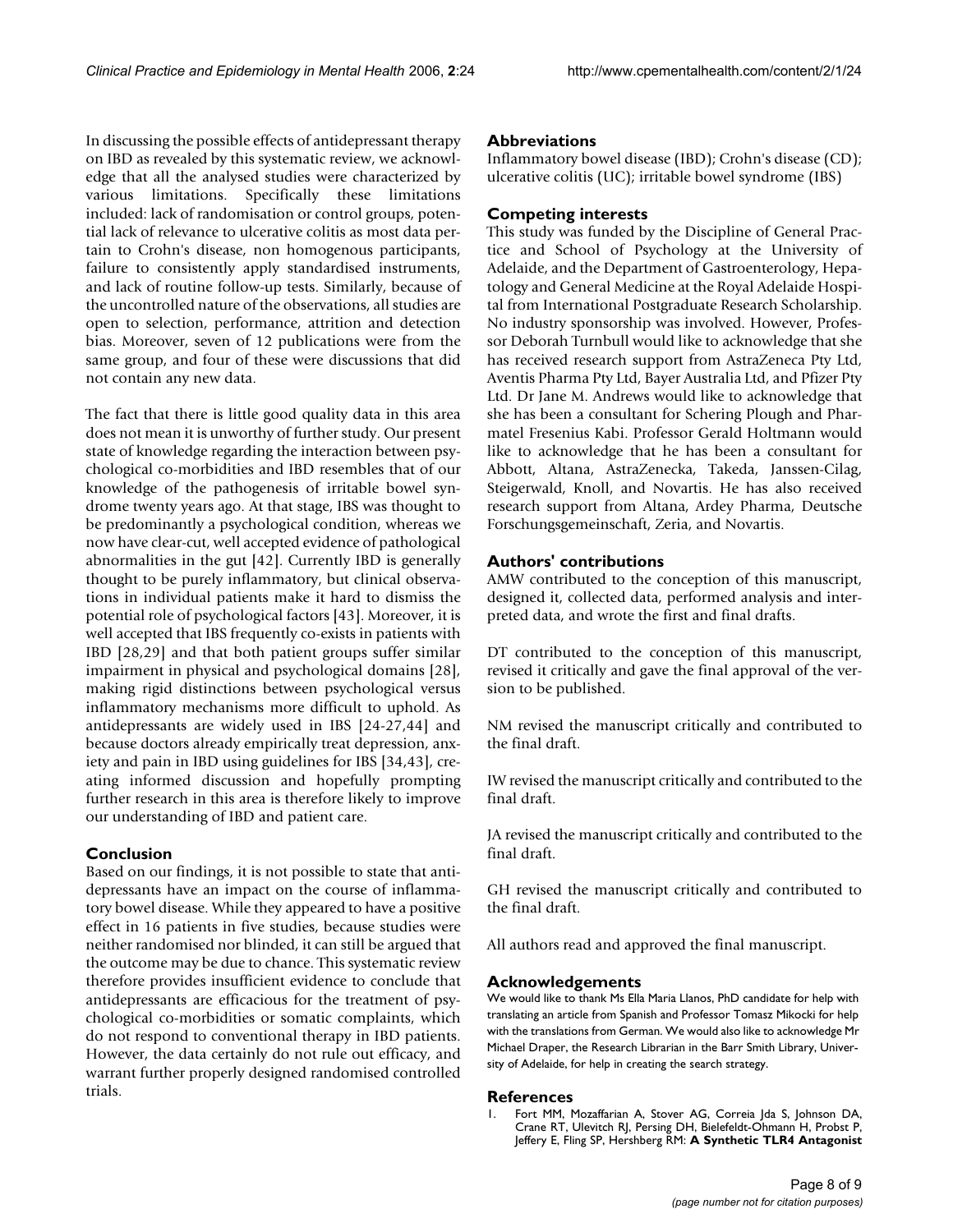In discussing the possible effects of antidepressant therapy on IBD as revealed by this systematic review, we acknowledge that all the analysed studies were characterized by various limitations. Specifically these limitations included: lack of randomisation or control groups, potential lack of relevance to ulcerative colitis as most data pertain to Crohn's disease, non homogenous participants, failure to consistently apply standardised instruments, and lack of routine follow-up tests. Similarly, because of the uncontrolled nature of the observations, all studies are open to selection, performance, attrition and detection bias. Moreover, seven of 12 publications were from the same group, and four of these were discussions that did not contain any new data.

The fact that there is little good quality data in this area does not mean it is unworthy of further study. Our present state of knowledge regarding the interaction between psychological co-morbidities and IBD resembles that of our knowledge of the pathogenesis of irritable bowel syndrome twenty years ago. At that stage, IBS was thought to be predominantly a psychological condition, whereas we now have clear-cut, well accepted evidence of pathological abnormalities in the gut [42]. Currently IBD is generally thought to be purely inflammatory, but clinical observations in individual patients make it hard to dismiss the potential role of psychological factors [43]. Moreover, it is well accepted that IBS frequently co-exists in patients with IBD [28,29] and that both patient groups suffer similar impairment in physical and psychological domains [28], making rigid distinctions between psychological versus inflammatory mechanisms more difficult to uphold. As antidepressants are widely used in IBS [24-27,44] and because doctors already empirically treat depression, anxiety and pain in IBD using guidelines for IBS [34,43], creating informed discussion and hopefully prompting further research in this area is therefore likely to improve our understanding of IBD and patient care.

## Conclusion

Based on our findings, it is not possible to state that antidepressants have an impact on the course of inflammatory bowel disease. While they appeared to have a positive effect in 16 patients in five studies, because studies were neither randomised nor blinded, it can still be argued that the outcome may be due to chance. This systematic review therefore provides insufficient evidence to conclude that antidepressants are efficacious for the treatment of psychological co-morbidities or somatic complaints, which do not respond to conventional therapy in IBD patients. However, the data certainly do not rule out efficacy, and warrant further properly designed randomised controlled trials.

## Abbreviations

Inflammatory bowel disease (IBD); Crohn's disease (CD); ulcerative colitis (UC); irritable bowel syndrome (IBS)

## Competing interests

This study was funded by the Discipline of General Practice and School of Psychology at the University of Adelaide, and the Department of Gastroenterology, Hepatology and General Medicine at the Royal Adelaide Hospital from International Postgraduate Research Scholarship. No industry sponsorship was involved. However, Professor Deborah Turnbull would like to acknowledge that she has received research support from AstraZeneca Pty Ltd, Aventis Pharma Pty Ltd, Bayer Australia Ltd, and Pfizer Pty Ltd. Dr Jane M. Andrews would like to acknowledge that she has been a consultant for Schering Plough and Pharmatel Fresenius Kabi. Professor Gerald Holtmann would like to acknowledge that he has been a consultant for Abbott, Altana, AstraZenecka, Takeda, Janssen-Cilag, Steigerwald, Knoll, and Novartis. He has also received research support from Altana, Ardey Pharma, Deutsche Forschungsgemeinschaft, Zeria, and Novartis.

## Authors' contributions

AMW contributed to the conception of this manuscript, designed it, collected data, performed analysis and interpreted data, and wrote the first and final drafts.

DT contributed to the conception of this manuscript, revised it critically and gave the final approval of the version to be published.

NM revised the manuscript critically and contributed to the final draft.

IW revised the manuscript critically and contributed to the final draft.

JA revised the manuscript critically and contributed to the final draft.

GH revised the manuscript critically and contributed to the final draft.

All authors read and approved the final manuscript.

## Acknowledgements

We would like to thank Ms Ella Maria Llanos, PhD candidate for help with translating an article from Spanish and Professor Tomasz Mikocki for help with the translations from German. We would also like to acknowledge Mr Michael Draper, the Research Librarian in the Barr Smith Library, University of Adelaide, for help in creating the search strategy.

## References

1. Fort MM, Mozaffarian A, Stover AG, Correia Jda S, Johnson DA, Crane RT, Ulevitch RJ, Persing DH, Bielefeldt-Ohmann H, Probst P, Jeffery E, Fling SP, Hershberg RM: **A Synthetic TLR4 Antagonist**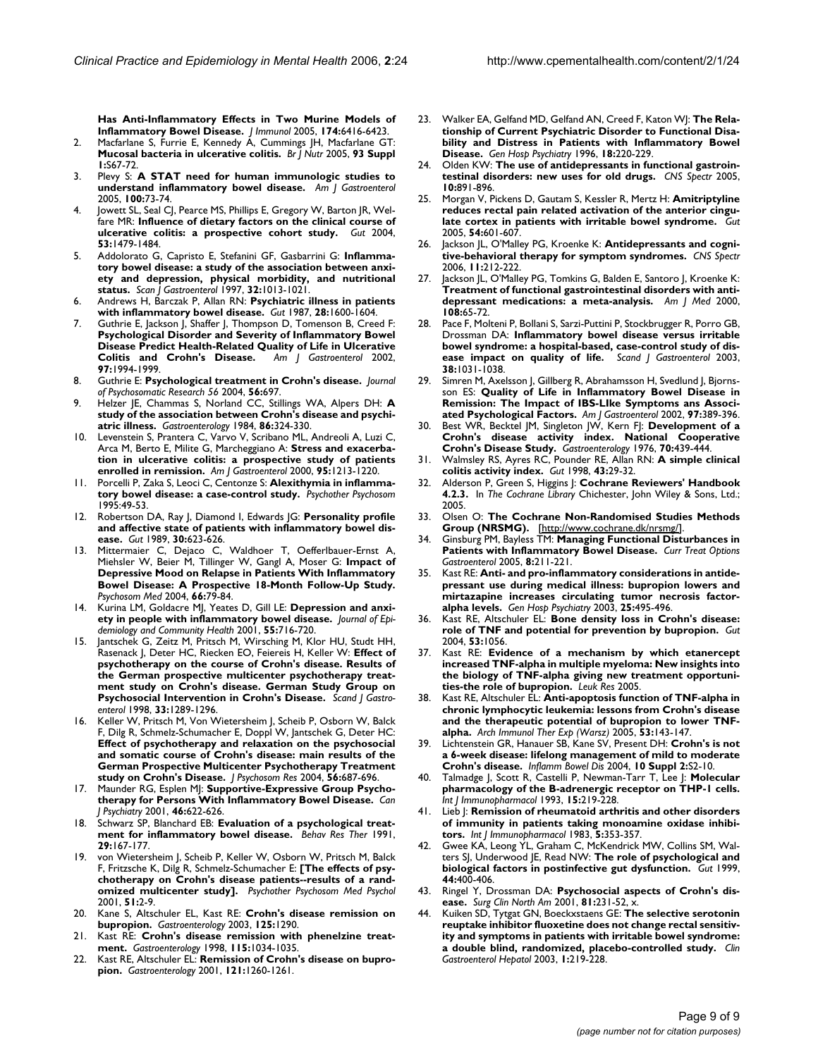**Has Anti-Inflammatory Effects in Two Murine Models of Inflammatory Bowel Disease.** *J Immunol* 2005, **174:**6416-6423.

2. Macfarlane S, Furrie E, Kennedy A, Cummings JH, Macfarlane GT: **Mucosal bacteria in ulcerative colitis.** *Br J Nutr* 2005, **93 Suppl 1:**S67-72.
3. Plevy S: **A STAT need for human immunologic studies to understand inflammatory bowel disease.** *Am J Gastroenterol* 2005, **100:**73-74.
4. Jowett SL, Seal CJ, Pearce MS, Phillips E, Gregory W, Barton JR, Welfare MR: **Influence of dietary factors on the clinical course of ulcerative colitis: a prospective cohort study.** *Gut* 2004, **53:**1479-1484.
5. Addolorato G, Capristo E, Stefanini GF, Gasbarrini G: **Inflammatory bowel disease: a study of the association between anxiety and depression, physical morbidity, and nutritional status.** *Scan J Gastroenterol* 1997, **32:**1013-1021.
6. Andrews H, Barczak P, Allan RN: **Psychiatric illness in patients with inflammatory bowel disease.** *Gut* 1987, **28:**1600-1604.
7. Guthrie E, Jackson J, Shaffer J, Thompson D, Tomenson B, Creed F: **Psychological Disorder and Severity of Inflammatory Bowel Disease Predict Health-Related Quality of Life in Ulcerative Colitis and Crohn's Disease.** *Am J Gastroenterol* 2002, **97:**1994-1999.
8. Guthrie E: **Psychological treatment in Crohn's disease.** *Journal of Psychosomatic Research 56* 2004, **56:**697.
9. Helzer JE, Chammas S, Norland CC, Stillings WA, Alpers DH: **A study of the association between Crohn's disease and psychiatric illness.** *Gastroenterology* 1984, **86:**324-330.
10. Levenstein S, Prantera C, Varvo V, Scribano ML, Andreoli A, Luzi C, Arca M, Berto E, Milite G, Marcheggiano A: **Stress and exacerbation in ulcerative colitis: a prospective study of patients enrolled in remission.** *Am J Gastroenterol* 2000, **95:**1213-1220.
11. Porcelli P, Zaka S, Leoci C, Centonze S: **Alexithymia in inflammatory bowel disease: a case-control study.** *Psychother Psychosom* 1995:49-53.
12. Robertson DA, Ray J, Diamond I, Edwards JG: **Personality profile and affective state of patients with inflammatory bowel disease.** *Gut* 1989, **30:**623-626.
13. Mittermaier C, Dejaco C, Waldhoer T, Oefferlbauer-Ernst A, Miehsler W, Beier M, Tillinger W, Gangl A, Moser G: **Impact of Depressive Mood on Relapse in Patients With Inflammatory Bowel Disease: A Prospective 18-Month Follow-Up Study.** *Psychosom Med* 2004, **66:**79-84.
14. Kurina LM, Goldacre MJ, Yeates D, Gill LE: **Depression and anxiety in people with inflammatory bowel disease.** *Journal of Epidemiology and Community Health* 2001, **55:**716-720.
15. Jantschek G, Zeitz M, Pritsch M, Wirsching M, Klor HU, Studt HH, Rasenack J, Deter HC, Riecken EO, Feiereis H, Keller W: **Effect of psychotherapy on the course of Crohn's disease. Results of the German prospective multicenter psychotherapy treatment study on Crohn's disease. German Study Group on Psychosocial Intervention in Crohn's Disease.** *Scand J Gastroenterol* 1998, **33:**1289-1296.
16. Keller W, Pritsch M, Von Wietersheim J, Scheib P, Osborn W, Balck F, Dilg R, Schmelz-Schumacher E, Doppl W, Jantschek G, Deter HC: **Effect of psychotherapy and relaxation on the psychosocial and somatic course of Crohn's disease: main results of the German Prospective Multicenter Psychotherapy Treatment study on Crohn's Disease.** *J Psychosom Res* 2004, **56:**687-696.
17. Maunder RG, Esplen MJ: **Supportive-Expressive Group Psychotherapy for Persons With Inflammatory Bowel Disease.** *Can J Psychiatry* 2001, **46:**622-626.
18. Schwarz SP, Blanchard EB: **Evaluation of a psychological treatment for inflammatory bowel disease.** *Behav Res Ther* 1991, **29:**167-177.
19. von Wietersheim J, Scheib P, Keller W, Osborn W, Pritsch M, Balck F, Fritzsche K, Dilg R, Schmelz-Schumacher E: **[The effects of psychotherapy on Crohn's disease patients--results of a randomized multicenter setup].** *Psychother Psychosom Med Psychol* 2001, **51:**2-9.
20. Kane S, Altschuler EL, Kast RE: **Crohn's disease remission on bupropion.** *Gastroenterology* 2003, **125:**1290.
21. Kast RE: **Crohn's disease remission with phenelzine treatment.** *Gastroenterology* 1998, **115:**1034-1035.
22. Kast RE, Altschuler EL: **Remission of Crohn's disease on bupropion.** *Gastroenterology* 2001, **121:**1260-1261.
23. Walker EA, Gelfand MD, Gelfand AN, Creed F, Katon WJ: **The Relationship of Current Psychiatric Disorder to Functional Disability and Distress in Patients with Inflammatory Bowel Disease.** *Gen Hosp Psychiatry* 1996, **18:**220-229.
24. Olden KW: **The use of antidepressants in functional gastrointestinal disorders: new uses for old drugs.** *CNS Spectr* 2005, **10:**891-896.
25. Morgan V, Pickens D, Gautam S, Kessler R, Mertz H: **Amitriptyline reduces rectal pain related activation of the anterior cingulate cortex in patients with irritable bowel syndrome.** *Gut* 2005, **54:**601-607.
26. Jackson JL, O'Malley PG, Kroenke K: **Antidepressants and cognitive-behavioral therapy for symptom syndromes.** *CNS Spectr* 2006, **11:**212-222.
27. Jackson JL, O'Malley PG, Tomkins G, Balden E, Santoro J, Kroenke K: **Treatment of functional gastrointestinal disorders with antidepressant medications: a meta-analysis.** *Am J Med* 2000, **108:**65-72.
28. Pace F, Molteni P, Bollani S, Sarzi-Puttini P, Stockbrugger R, Porro GB, Drossman DA: **Inflammatory bowel disease versus irritable bowel syndrome: a hospital-based, case-control study of disease impact on quality of life.** *Scand J Gastroenterol* 2003, **38:**1031-1038.
29. Simren M, Axelsson J, Gillberg R, Abrahamsson H, Svedlund J, Bjornsson ES: **Quality of Life in Inflammatory Bowel Disease in Remission: The Impact of IBS-LIke Symptoms ans Associated Psychological Factors.** *Am J Gastroenterol* 2002, **97:**389-396.
30. Best WR, Becktel JM, Singleton JW, Kern FJ: **Development of a Crohn's disease activity index. National Cooperative Crohn's Disease Study.** *Gastroenterology* 1976, **70:**439-444.
31. Walmsley RS, Ayres RC, Pounder RE, Allan RN: **A simple clinical colitis activity index.** *Gut* 1998, **43:**29-32.
32. Alderson P, Green S, Higgins J: **Cochrane Reviewers' Handbook 4.2.3.** In *The Cochrane Library* Chichester, John Wiley & Sons, Ltd.; 2005.
33. Olsen O: **The Cochrane Non-Randomised Studies Methods Group (NRSMG).** [http://www.cochrane.dk/nrsmg/].
34. Ginsburg PM, Bayless TM: **Managing Functional Disturbances in Patients with Inflammatory Bowel Disease.** *Curr Treat Options Gastroenterol* 2005, **8:**211-221.
35. Kast RE: **Anti- and pro-inflammatory considerations in antidepressant use during medical illness: bupropion lowers and mirtazapine increases circulating tumor necrosis factor-alpha levels.** *Gen Hosp Psychiatry* 2003, **25:**495-496.
36. Kast RE, Altschuler EL: **Bone density loss in Crohn's disease: role of TNF and potential for prevention by bupropion.** *Gut* 2004, **53:**1056.
37. Kast RE: **Evidence of a mechanism by which etanercept increased TNF-alpha in multiple myeloma: New insights into the biology of TNF-alpha giving new treatment opportunities-the role of bupropion.** *Leuk Res* 2005.
38. Kast RE, Altschuler EL: **Anti-apoptosis function of TNF-alpha in chronic lymphocytic leukemia: lessons from Crohn's disease and the therapeutic potential of bupropion to lower TNF-alpha.** *Arch Immunol Ther Exp (Warsz)* 2005, **53:**143-147.
39. Lichtenstein GR, Hanauer SB, Kane SV, Present DH: **Crohn's is not a 6-week disease: lifelong management of mild to moderate Crohn's disease.** *Inflamm Bowel Dis* 2004, **10 Suppl 2:**S2-10.
40. Talmadge J, Scott R, Castelli P, Newman-Tarr T, Lee J: **Molecular pharmacology of the B-adrenergic receptor on THP-1 cells.** *Int J Immunopharmacol* 1993, **15:**219-228.
41. Lieb J: **Remission of rheumatoid arthritis and other disorders of immunity in patients taking monoamine oxidase inhibitors.** *Int J Immunopharmacol* 1983, **5:**353-357.
42. Gwee KA, Leong YL, Graham C, McKendrick MW, Collins SM, Walters SJ, Underwood JE, Read NW: **The role of psychological and biological factors in postinfective gut dysfunction.** *Gut* 1999, **44:**400-406.
43. Ringel Y, Drossman DA: **Psychosocial aspects of Crohn's disease.** *Surg Clin North Am* 2001, **81:**231-52, x.
44. Kuiken SD, Tytgat GN, Boeckxstaens GE: **The selective serotonin reuptake inhibitor fluoxetine does not change rectal sensitivity and symptoms in patients with irritable bowel syndrome: a double blind, randomized, placebo-controlled study.** *Clin Gastroenterol Hepatol* 2003, **1:**219-228.